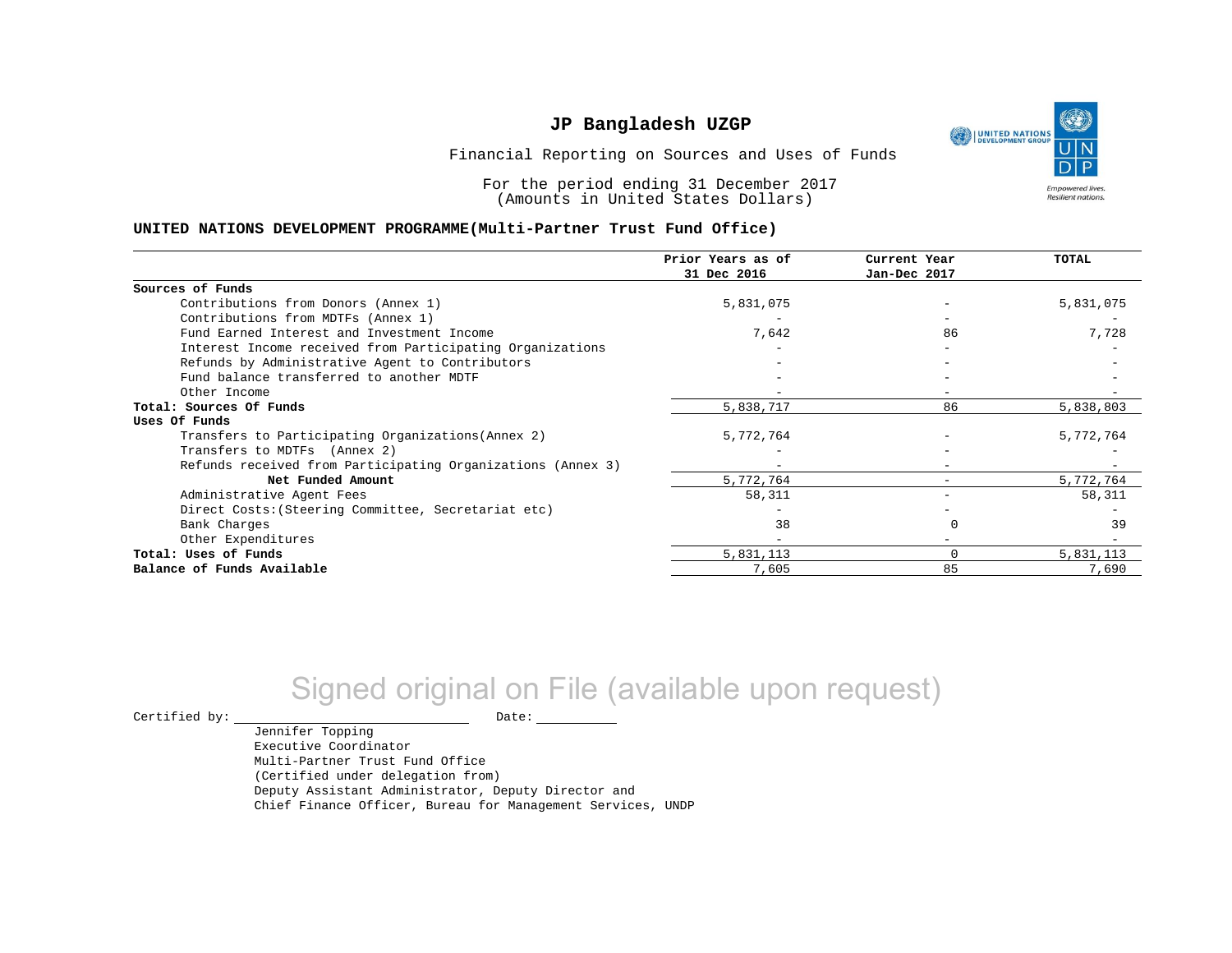# JP Bangladesh UZGP

Financial Reporting on Sources and Uses of Funds

For the period ending 31 December 2017
(Amounts in United States Dollars)

## UNITED NATIONS DEVELOPMENT PROGRAMME(Multi-Partner Trust Fund Office)

| | Prior Years as of 31 Dec 2016 | Current Year Jan-Dec 2017 | TOTAL |
|---|---|---|---|
| **Sources of Funds** | | | |
| Contributions from Donors (Annex 1) | 5,831,075 | - | 5,831,075 |
| Contributions from MDTFs (Annex 1) | - | - | - |
| Fund Earned Interest and Investment Income | 7,642 | 86 | 7,728 |
| Interest Income received from Participating Organizations | - | - | - |
| Refunds by Administrative Agent to Contributors | - | - | - |
| Fund balance transferred to another MDTF | - | - | - |
| Other Income | - | - | - |
| **Total: Sources Of Funds** | 5,838,717 | 86 | 5,838,803 |
| **Uses Of Funds** | | | |
| Transfers to Participating Organizations(Annex 2) | 5,772,764 | - | 5,772,764 |
| Transfers to MDTFs (Annex 2) | - | - | - |
| Refunds received from Participating Organizations (Annex 3) | - | - | - |
| **Net Funded Amount** | 5,772,764 | - | 5,772,764 |
| Administrative Agent Fees | 58,311 | - | 58,311 |
| Direct Costs:(Steering Committee, Secretariat etc) | - | - | - |
| Bank Charges | 38 | 0 | 39 |
| Other Expenditures | - | - | - |
| **Total: Uses of Funds** | 5,831,113 | 0 | 5,831,113 |
| **Balance of Funds Available** | 7,605 | 85 | 7,690 |

Signed original on File (available upon request)

Certified by: ______________________ Date: __________

Jennifer Topping
Executive Coordinator
Multi-Partner Trust Fund Office
(Certified under delegation from)
Deputy Assistant Administrator, Deputy Director and
Chief Finance Officer, Bureau for Management Services, UNDP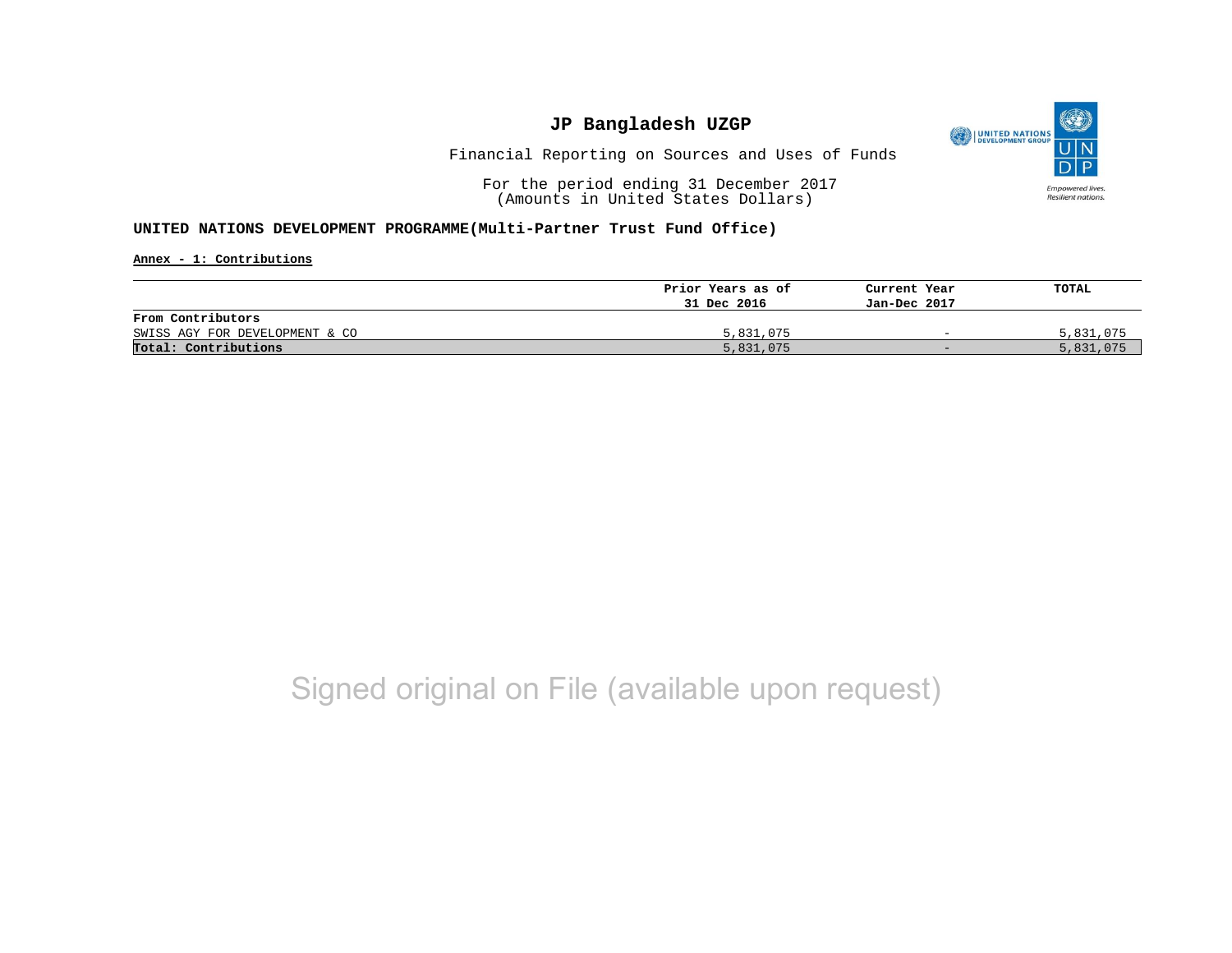# JP Bangladesh UZGP

Financial Reporting on Sources and Uses of Funds

For the period ending 31 December 2017
(Amounts in United States Dollars)

**UNITED NATIONS DEVELOPMENT PROGRAMME(Multi-Partner Trust Fund Office)**

**Annex - 1: Contributions**

| | Prior Years as of 31 Dec 2016 | Current Year Jan-Dec 2017 | TOTAL |
|---|---|---|---|
| **From Contributors** | | | |
| SWISS AGY FOR DEVELOPMENT & CO | 5,831,075 | - | 5,831,075 |
| **Total: Contributions** | 5,831,075 | - | 5,831,075 |

Signed original on File (available upon request)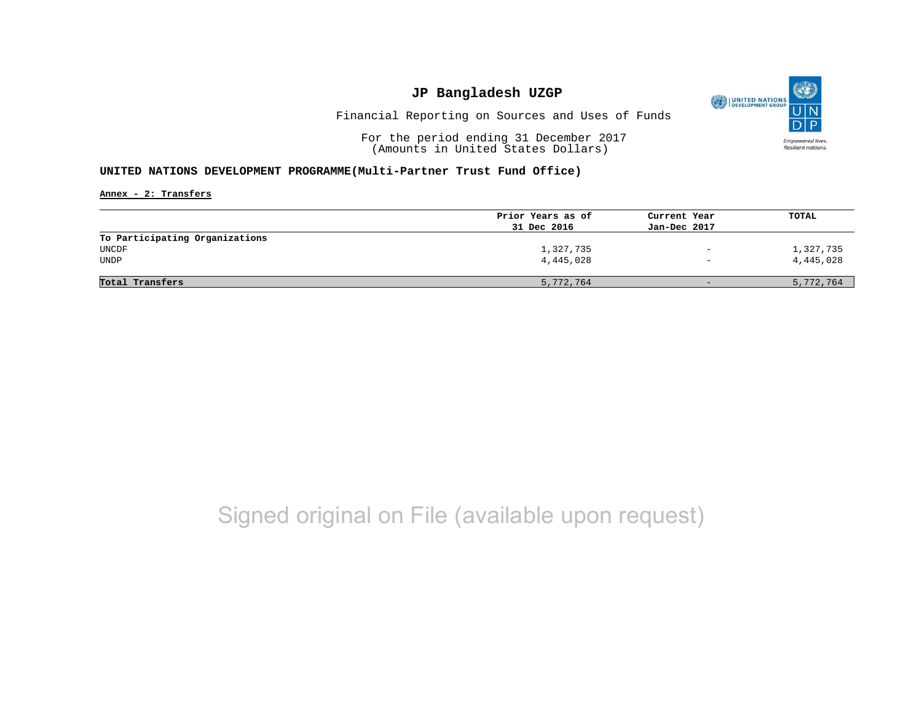# JP Bangladesh UZGP

Financial Reporting on Sources and Uses of Funds

For the period ending 31 December 2017
(Amounts in United States Dollars)

**UNITED NATIONS DEVELOPMENT PROGRAMME(Multi-Partner Trust Fund Office)**

**Annex - 2: Transfers**

| | Prior Years as of 31 Dec 2016 | Current Year Jan-Dec 2017 | TOTAL |
|---|---|---|---|
| **To Participating Organizations** | | | |
| UNCDF | 1,327,735 | - | 1,327,735 |
| UNDP | 4,445,028 | - | 4,445,028 |
| **Total Transfers** | 5,772,764 | - | 5,772,764 |

Signed original on File (available upon request)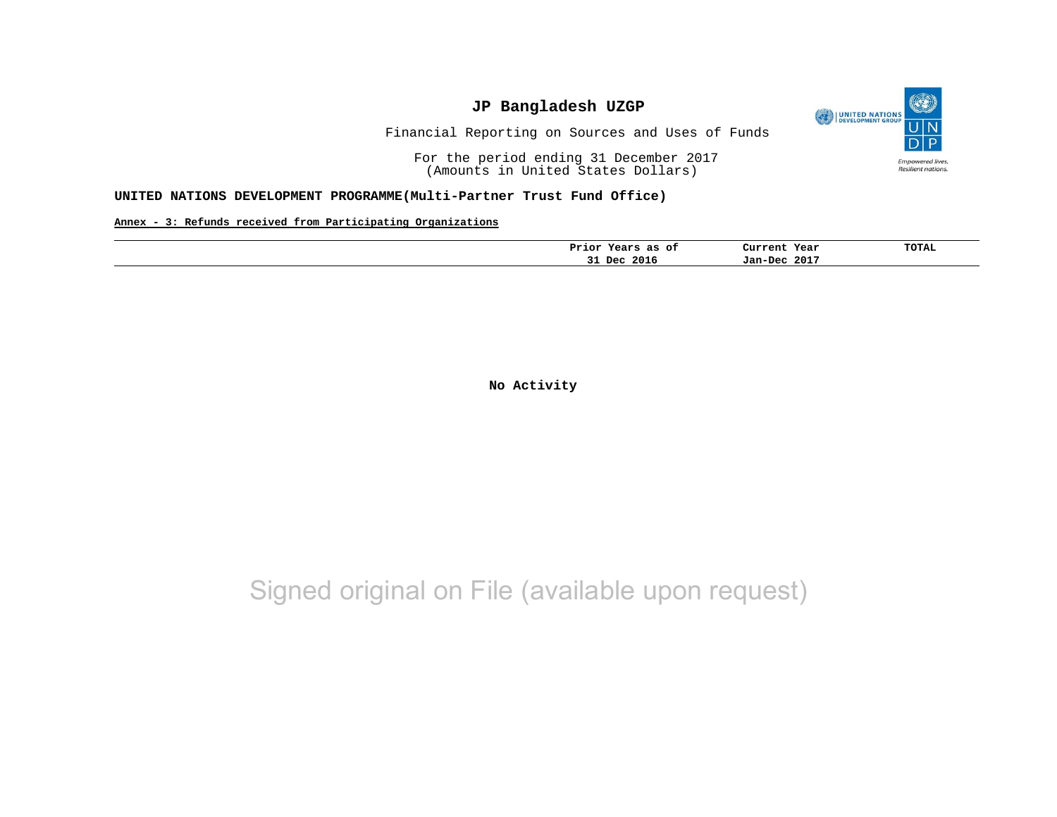# JP Bangladesh UZGP

Financial Reporting on Sources and Uses of Funds

For the period ending 31 December 2017
(Amounts in United States Dollars)

**UNITED NATIONS DEVELOPMENT PROGRAMME(Multi-Partner Trust Fund Office)**

**Annex - 3: Refunds received from Participating Organizations**

| | Prior Years as of 31 Dec 2016 | Current Year Jan-Dec 2017 | TOTAL |
|---|---|---|---|

**No Activity**

Signed original on File (available upon request)